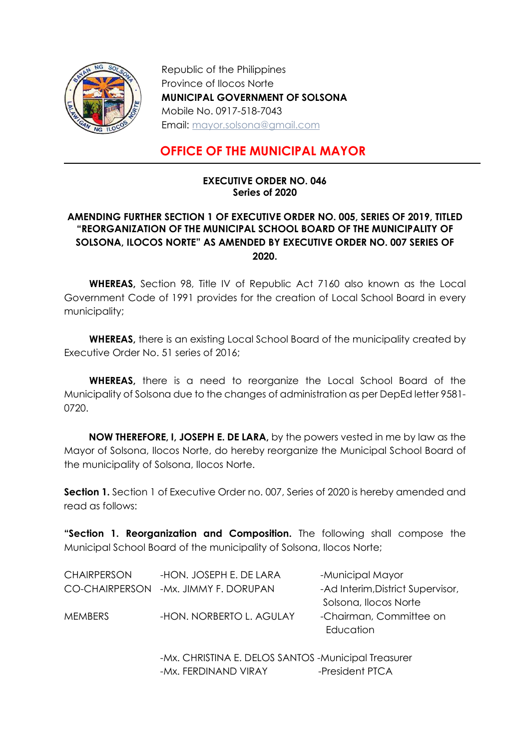Republic of the Philippines
Province of Ilocos Norte
**MUNICIPAL GOVERNMENT OF SOLSONA**
Mobile No. 0917-518-7043
Email: mayor.solsona@gmail.com

# OFFICE OF THE MUNICIPAL MAYOR

**EXECUTIVE ORDER NO. 046**
**Series of 2020**

**AMENDING FURTHER SECTION 1 OF EXECUTIVE ORDER NO. 005, SERIES OF 2019, TITLED "REORGANIZATION OF THE MUNICIPAL SCHOOL BOARD OF THE MUNICIPALITY OF SOLSONA, ILOCOS NORTE" AS AMENDED BY EXECUTIVE ORDER NO. 007 SERIES OF 2020.**

**WHEREAS,** Section 98, Title IV of Republic Act 7160 also known as the Local Government Code of 1991 provides for the creation of Local School Board in every municipality;

**WHEREAS,** there is an existing Local School Board of the municipality created by Executive Order No. 51 series of 2016;

**WHEREAS,** there is a need to reorganize the Local School Board of the Municipality of Solsona due to the changes of administration as per DepEd letter 9581-0720.

**NOW THEREFORE, I, JOSEPH E. DE LARA,** by the powers vested in me by law as the Mayor of Solsona, Ilocos Norte, do hereby reorganize the Municipal School Board of the municipality of Solsona, Ilocos Norte.

**Section 1.** Section 1 of Executive Order no. 007, Series of 2020 is hereby amended and read as follows:

**"Section 1. Reorganization and Composition.** The following shall compose the Municipal School Board of the municipality of Solsona, Ilocos Norte;

| | | |
|---|---|---|
| CHAIRPERSON | -HON. JOSEPH E. DE LARA | -Municipal Mayor |
| CO-CHAIRPERSON | -Mx. JIMMY F. DORUPAN | -Ad Interim,District Supervisor, Solsona, Ilocos Norte |
| MEMBERS | -HON. NORBERTO L. AGULAY | -Chairman, Committee on Education |
| | -Mx. CHRISTINA E. DELOS SANTOS | -Municipal Treasurer |
| | -Mx. FERDINAND VIRAY | -President PTCA |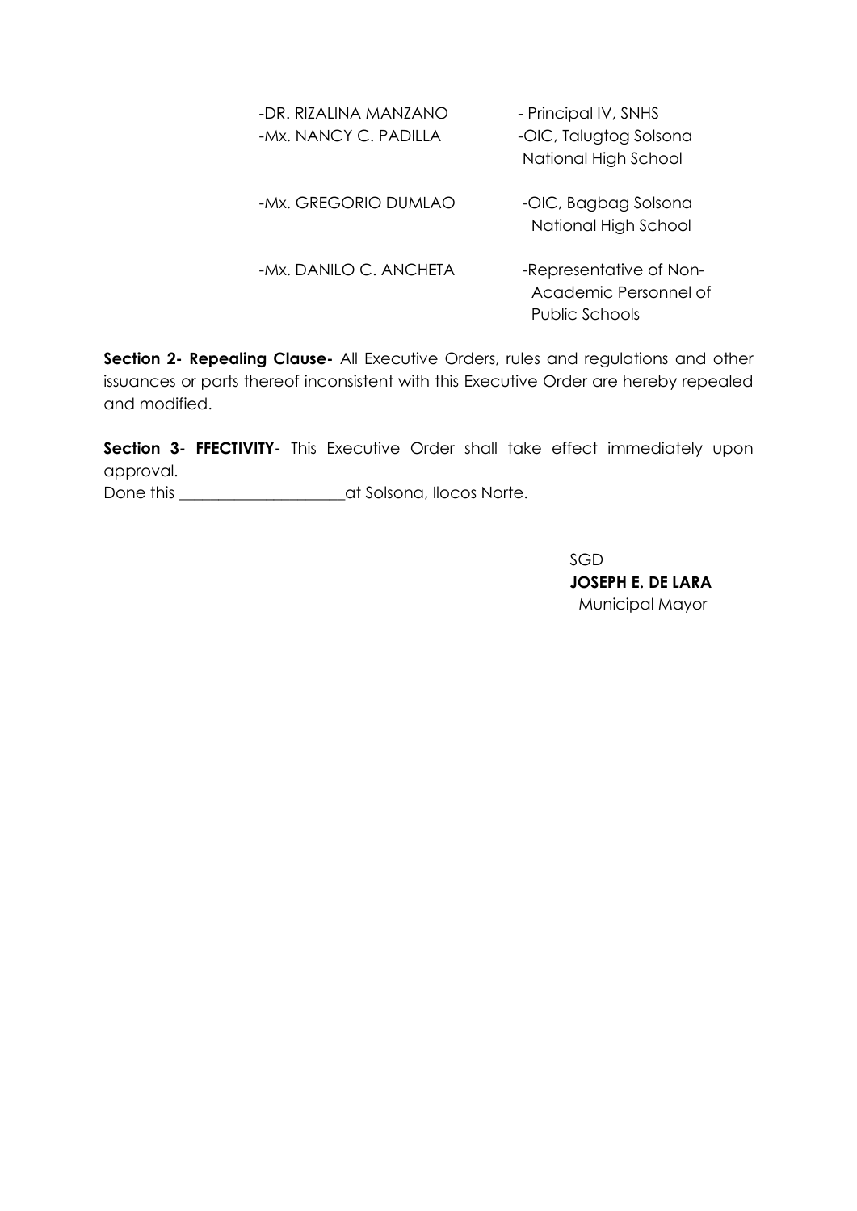| | |
|---|---|
| -DR. RIZALINA MANZANO | - Principal IV, SNHS |
| -Mx. NANCY C. PADILLA | -OIC, Talugtog Solsona National High School |
| -Mx. GREGORIO DUMLAO | -OIC, Bagbag Solsona National High School |
| -Mx. DANILO C. ANCHETA | -Representative of Non-Academic Personnel of Public Schools |

**Section 2- Repealing Clause-** All Executive Orders, rules and regulations and other issuances or parts thereof inconsistent with this Executive Order are hereby repealed and modified.

**Section 3- FFECTIVITY-** This Executive Order shall take effect immediately upon approval.

Done this ____________________at Solsona, Ilocos Norte.

SGD

**JOSEPH E. DE LARA**

Municipal Mayor